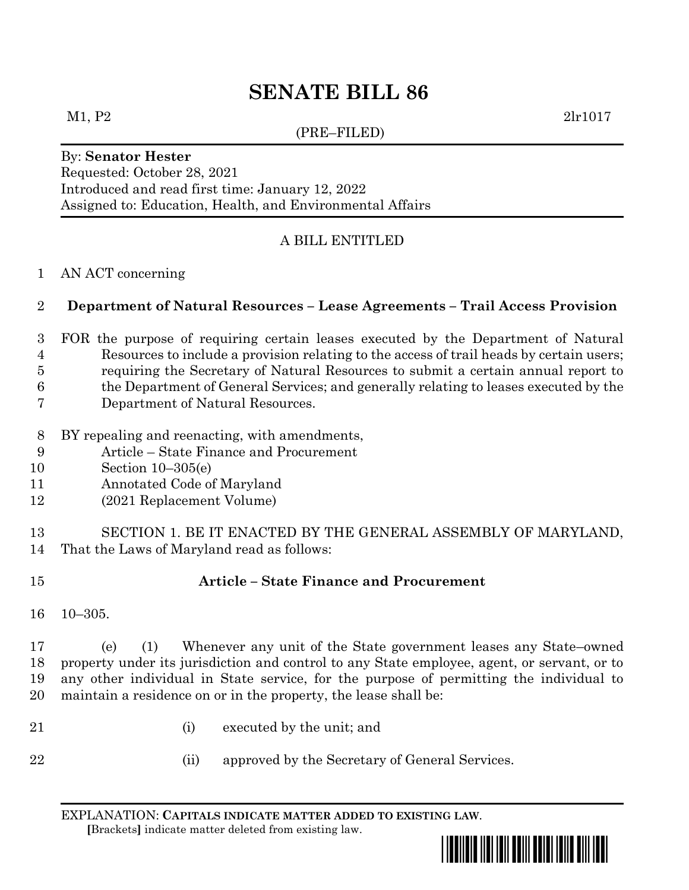# SENATE BILL 86

M1, P2 2lr1017

(PRE–FILED)

By: **Senator Hester**
Requested: October 28, 2021
Introduced and read first time: January 12, 2022
Assigned to: Education, Health, and Environmental Affairs

A BILL ENTITLED

AN ACT concerning

**Department of Natural Resources – Lease Agreements – Trail Access Provision**

FOR the purpose of requiring certain leases executed by the Department of Natural Resources to include a provision relating to the access of trail heads by certain users; requiring the Secretary of Natural Resources to submit a certain annual report to the Department of General Services; and generally relating to leases executed by the Department of Natural Resources.

BY repealing and reenacting, with amendments,
Article – State Finance and Procurement
Section 10–305(e)
Annotated Code of Maryland
(2021 Replacement Volume)

SECTION 1. BE IT ENACTED BY THE GENERAL ASSEMBLY OF MARYLAND, That the Laws of Maryland read as follows:

**Article – State Finance and Procurement**

10–305.

(e) (1) Whenever any unit of the State government leases any State–owned property under its jurisdiction and control to any State employee, agent, or servant, or to any other individual in State service, for the purpose of permitting the individual to maintain a residence on or in the property, the lease shall be:

(i) executed by the unit; and

(ii) approved by the Secretary of General Services.

EXPLANATION: **CAPITALS INDICATE MATTER ADDED TO EXISTING LAW**.
**[**Brackets**]** indicate matter deleted from existing law.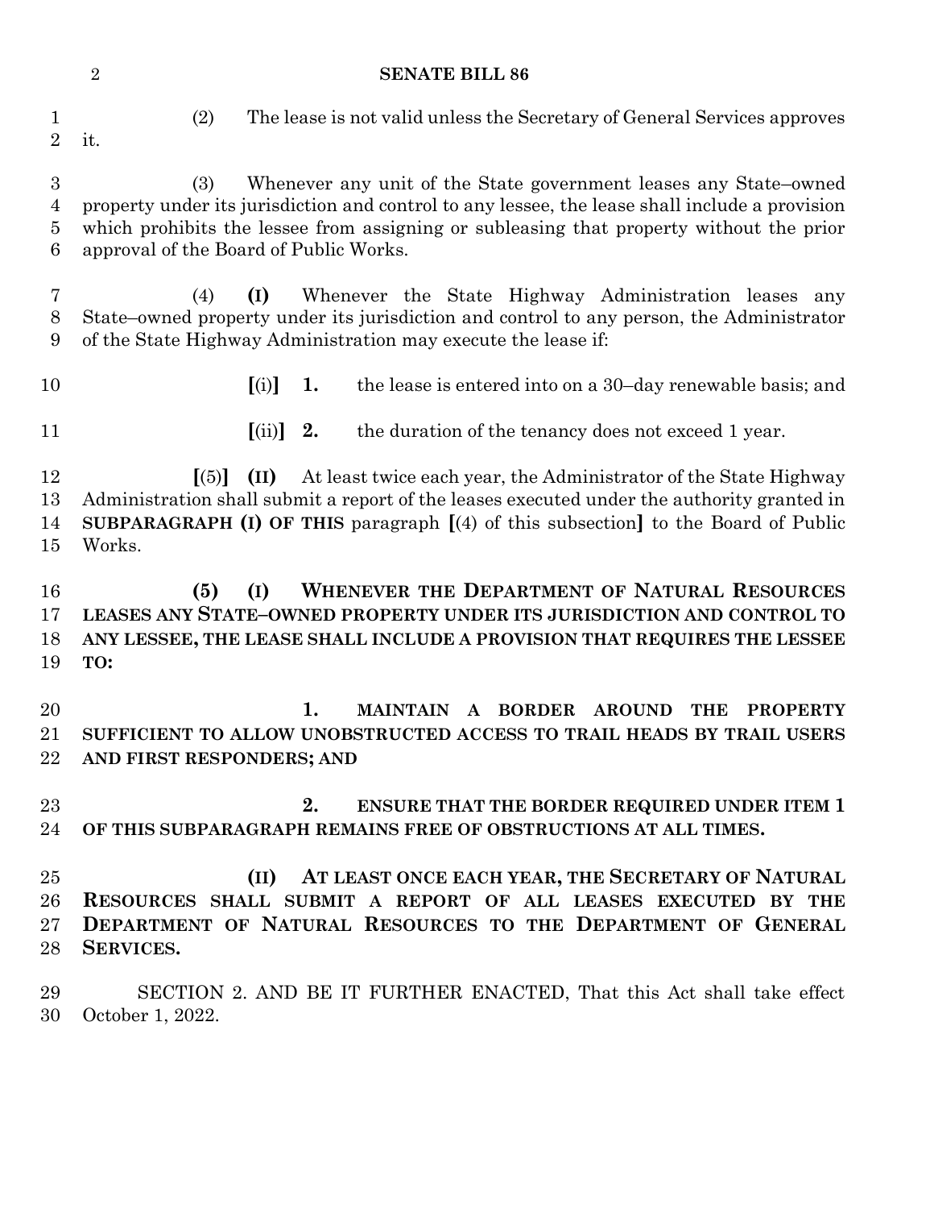(2) The lease is not valid unless the Secretary of General Services approves it.

(3) Whenever any unit of the State government leases any State–owned property under its jurisdiction and control to any lessee, the lease shall include a provision which prohibits the lessee from assigning or subleasing that property without the prior approval of the Board of Public Works.

(4) **(I)** Whenever the State Highway Administration leases any State–owned property under its jurisdiction and control to any person, the Administrator of the State Highway Administration may execute the lease if:

[(i)] **1.** the lease is entered into on a 30–day renewable basis; and

[(ii)] **2.** the duration of the tenancy does not exceed 1 year.

[(5)] **(II)** At least twice each year, the Administrator of the State Highway Administration shall submit a report of the leases executed under the authority granted in **SUBPARAGRAPH (I) OF THIS** paragraph [(4) of this subsection] to the Board of Public Works.

**(5) (I) WHENEVER THE DEPARTMENT OF NATURAL RESOURCES LEASES ANY STATE–OWNED PROPERTY UNDER ITS JURISDICTION AND CONTROL TO ANY LESSEE, THE LEASE SHALL INCLUDE A PROVISION THAT REQUIRES THE LESSEE TO:**

**1. MAINTAIN A BORDER AROUND THE PROPERTY SUFFICIENT TO ALLOW UNOBSTRUCTED ACCESS TO TRAIL HEADS BY TRAIL USERS AND FIRST RESPONDERS; AND**

**2. ENSURE THAT THE BORDER REQUIRED UNDER ITEM 1 OF THIS SUBPARAGRAPH REMAINS FREE OF OBSTRUCTIONS AT ALL TIMES.**

**(II) AT LEAST ONCE EACH YEAR, THE SECRETARY OF NATURAL RESOURCES SHALL SUBMIT A REPORT OF ALL LEASES EXECUTED BY THE DEPARTMENT OF NATURAL RESOURCES TO THE DEPARTMENT OF GENERAL SERVICES.**

SECTION 2. AND BE IT FURTHER ENACTED, That this Act shall take effect October 1, 2022.